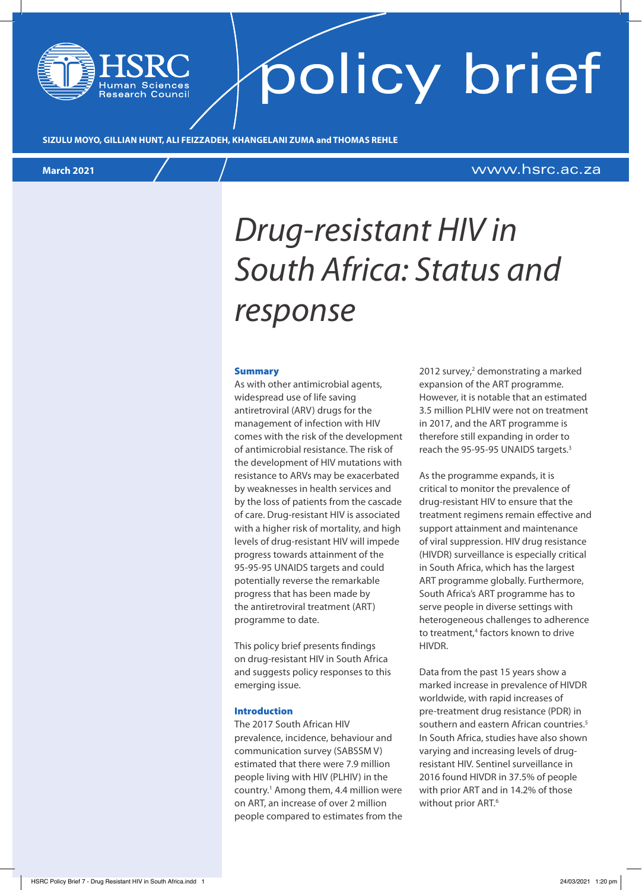policy brief

SIZULU MOYO, GILLIAN HUNT, ALI FEIZZADEH, KHANGELANI ZUMA and THOMAS REHLE

March 2021

www.hsrc.ac.za

# *Drug-resistant HIV in South Africa: Status and response*

## Summary

As with other antimicrobial agents, widespread use of life saving antiretroviral (ARV) drugs for the management of infection with HIV comes with the risk of the development of antimicrobial resistance. The risk of the development of HIV mutations with resistance to ARVs may be exacerbated by weaknesses in health services and by the loss of patients from the cascade of care. Drug-resistant HIV is associated with a higher risk of mortality, and high levels of drug-resistant HIV will impede progress towards attainment of the 95-95-95 UNAIDS targets and could potentially reverse the remarkable progress that has been made by the antiretroviral treatment (ART) programme to date.

This policy brief presents findings on drug-resistant HIV in South Africa and suggests policy responses to this emerging issue.

## Introduction

The 2017 South African HIV prevalence, incidence, behaviour and communication survey (SABSSM V) estimated that there were 7.9 million people living with HIV (PLHIV) in the country.[1] Among them, 4.4 million were on ART, an increase of over 2 million people compared to estimates from the 2012 survey,[2] demonstrating a marked expansion of the ART programme. However, it is notable that an estimated 3.5 million PLHIV were not on treatment in 2017, and the ART programme is therefore still expanding in order to reach the 95-95-95 UNAIDS targets.[3]

As the programme expands, it is critical to monitor the prevalence of drug-resistant HIV to ensure that the treatment regimens remain effective and support attainment and maintenance of viral suppression. HIV drug resistance (HIVDR) surveillance is especially critical in South Africa, which has the largest ART programme globally. Furthermore, South Africa's ART programme has to serve people in diverse settings with heterogeneous challenges to adherence to treatment,[4] factors known to drive HIVDR.

Data from the past 15 years show a marked increase in prevalence of HIVDR worldwide, with rapid increases of pre-treatment drug resistance (PDR) in southern and eastern African countries.[5] In South Africa, studies have also shown varying and increasing levels of drug-resistant HIV. Sentinel surveillance in 2016 found HIVDR in 37.5% of people with prior ART and in 14.2% of those without prior ART.[6]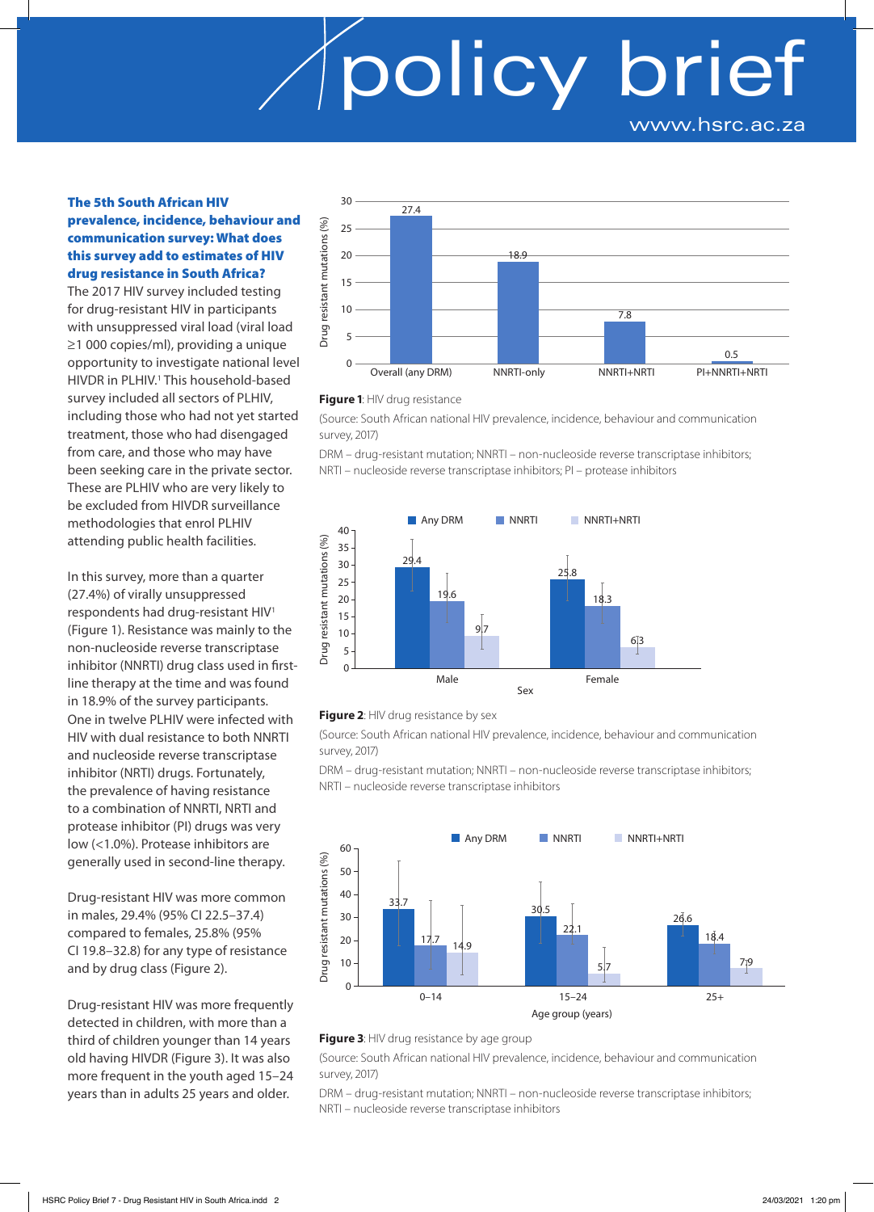### The 5th South African HIV prevalence, incidence, behaviour and communication survey: What does this survey add to estimates of HIV drug resistance in South Africa?

The 2017 HIV survey included testing for drug-resistant HIV in participants with unsuppressed viral load (viral load ≥1 000 copies/ml), providing a unique opportunity to investigate national level HIVDR in PLHIV.[1] This household-based survey included all sectors of PLHIV, including those who had not yet started treatment, those who had disengaged from care, and those who may have been seeking care in the private sector. These are PLHIV who are very likely to be excluded from HIVDR surveillance methodologies that enrol PLHIV attending public health facilities.

In this survey, more than a quarter (27.4%) of virally unsuppressed respondents had drug-resistant HIV[1] (Figure 1). Resistance was mainly to the non-nucleoside reverse transcriptase inhibitor (NNRTI) drug class used in first-line therapy at the time and was found in 18.9% of the survey participants. One in twelve PLHIV were infected with HIV with dual resistance to both NNRTI and nucleoside reverse transcriptase inhibitor (NRTI) drugs. Fortunately, the prevalence of having resistance to a combination of NNRTI, NRTI and protease inhibitor (PI) drugs was very low (<1.0%). Protease inhibitors are generally used in second-line therapy.

Drug-resistant HIV was more common in males, 29.4% (95% CI 22.5–37.4) compared to females, 25.8% (95% CI 19.8–32.8) for any type of resistance and by drug class (Figure 2).

Drug-resistant HIV was more frequently detected in children, with more than a third of children younger than 14 years old having HIVDR (Figure 3). It was also more frequent in the youth aged 15–24 years than in adults 25 years and older.

| Drug resistance | Drug resistant mutations (%) |
|---|---|
| Overall (any DRM) | 27.4 |
| NNRTI-only | 18.9 |
| NNRTI+NRTI | 7.8 |
| PI+NNRTI+NRTI | 0.5 |

**Figure 1**: HIV drug resistance

(Source: South African national HIV prevalence, incidence, behaviour and communication survey, 2017)

DRM – drug-resistant mutation; NNRTI – non-nucleoside reverse transcriptase inhibitors; NRTI – nucleoside reverse transcriptase inhibitors; PI – protease inhibitors

| Sex | Any DRM | NNRTI | NNRTI+NRTI |
|---|---|---|---|
| Male | 29.4 | 19.6 | 9.7 |
| Female | 25.8 | 18.3 | 6.3 |

**Figure 2**: HIV drug resistance by sex

(Source: South African national HIV prevalence, incidence, behaviour and communication survey, 2017)

DRM – drug-resistant mutation; NNRTI – non-nucleoside reverse transcriptase inhibitors; NRTI – nucleoside reverse transcriptase inhibitors

| Age group (years) | Any DRM | NNRTI | NNRTI+NRTI |
|---|---|---|---|
| 0–14 | 33.7 | 17.7 | 14.9 |
| 15–24 | 30.5 | 22.1 | 5.7 |
| 25+ | 26.6 | 18.4 | 7.9 |

**Figure 3**: HIV drug resistance by age group

(Source: South African national HIV prevalence, incidence, behaviour and communication survey, 2017)

DRM – drug-resistant mutation; NNRTI – non-nucleoside reverse transcriptase inhibitors; NRTI – nucleoside reverse transcriptase inhibitors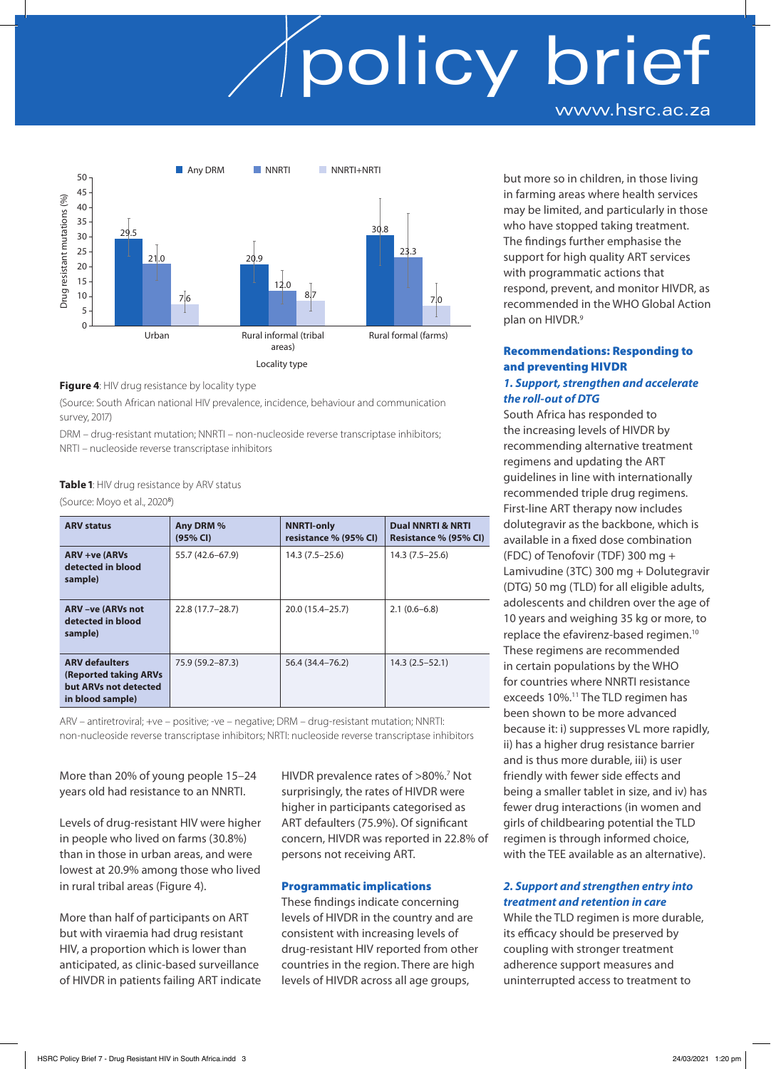Figure 4: HIV drug resistance by locality type

(Source: South African national HIV prevalence, incidence, behaviour and communication survey, 2017)

DRM – drug-resistant mutation; NNRTI – non-nucleoside reverse transcriptase inhibitors; NRTI – nucleoside reverse transcriptase inhibitors

**Table 1**: HIV drug resistance by ARV status

(Source: Moyo et al., 2020[8])

| ARV status | Any DRM % (95% CI) | NNRTI-only resistance % (95% CI) | Dual NNRTI & NRTI Resistance % (95% CI) |
|---|---|---|---|
| ARV +ve (ARVs detected in blood sample) | 55.7 (42.6–67.9) | 14.3 (7.5–25.6) | 14.3 (7.5–25.6) |
| ARV –ve (ARVs not detected in blood sample) | 22.8 (17.7–28.7) | 20.0 (15.4–25.7) | 2.1 (0.6–6.8) |
| ARV defaulters (Reported taking ARVs but ARVs not detected in blood sample) | 75.9 (59.2–87.3) | 56.4 (34.4–76.2) | 14.3 (2.5–52.1) |

ARV – antiretroviral; +ve – positive; -ve – negative; DRM – drug-resistant mutation; NNRTI: non-nucleoside reverse transcriptase inhibitors; NRTI: nucleoside reverse transcriptase inhibitors

More than 20% of young people 15–24 years old had resistance to an NNRTI.

Levels of drug-resistant HIV were higher in people who lived on farms (30.8%) than in those in urban areas, and were lowest at 20.9% among those who lived in rural tribal areas (Figure 4).

More than half of participants on ART but with viraemia had drug resistant HIV, a proportion which is lower than anticipated, as clinic-based surveillance of HIVDR in patients failing ART indicate HIVDR prevalence rates of >80%.[7] Not surprisingly, the rates of HIVDR were higher in participants categorised as ART defaulters (75.9%). Of significant concern, HIVDR was reported in 22.8% of persons not receiving ART.

## Programmatic implications

These findings indicate concerning levels of HIVDR in the country and are consistent with increasing levels of drug-resistant HIV reported from other countries in the region. There are high levels of HIVDR across all age groups, but more so in children, in those living in farming areas where health services may be limited, and particularly in those who have stopped taking treatment. The findings further emphasise the support for high quality ART services with programmatic actions that respond, prevent, and monitor HIVDR, as recommended in the WHO Global Action plan on HIVDR.[9]

## Recommendations: Responding to and preventing HIVDR

### *1. Support, strengthen and accelerate the roll-out of DTG*

South Africa has responded to the increasing levels of HIVDR by recommending alternative treatment regimens and updating the ART guidelines in line with internationally recommended triple drug regimens. First-line ART therapy now includes dolutegravir as the backbone, which is available in a fixed dose combination (FDC) of Tenofovir (TDF) 300 mg + Lamivudine (3TC) 300 mg + Dolutegravir (DTG) 50 mg (TLD) for all eligible adults, adolescents and children over the age of 10 years and weighing 35 kg or more, to replace the efavirenz-based regimen.[10] These regimens are recommended in certain populations by the WHO for countries where NNRTI resistance exceeds 10%.[11] The TLD regimen has been shown to be more advanced because it: i) suppresses VL more rapidly, ii) has a higher drug resistance barrier and is thus more durable, iii) is user friendly with fewer side effects and being a smaller tablet in size, and iv) has fewer drug interactions (in women and girls of childbearing potential the TLD regimen is through informed choice, with the TEE available as an alternative).

### *2. Support and strengthen entry into treatment and retention in care*

While the TLD regimen is more durable, its efficacy should be preserved by coupling with stronger treatment adherence support measures and uninterrupted access to treatment to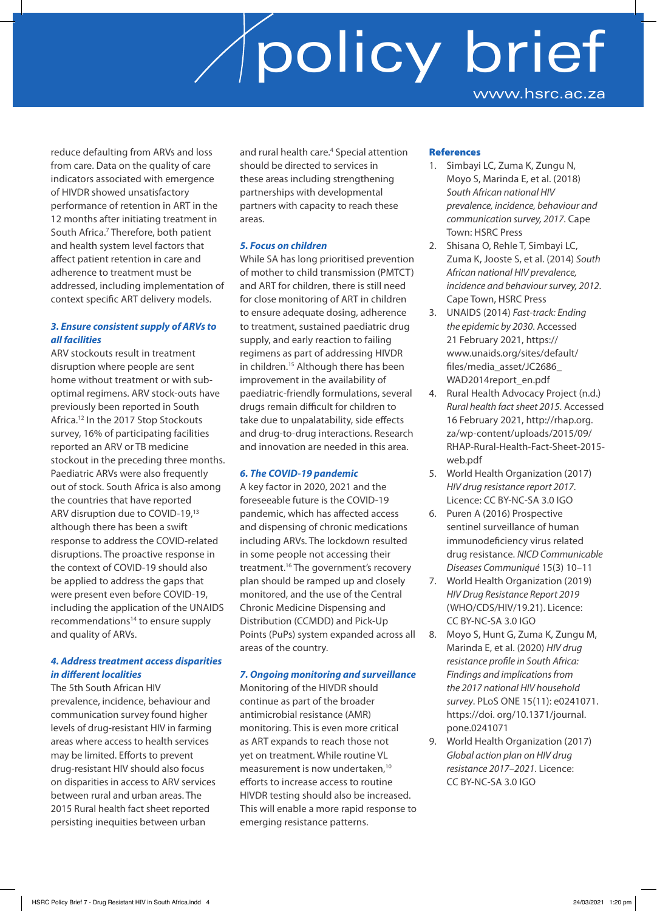reduce defaulting from ARVs and loss from care. Data on the quality of care indicators associated with emergence of HIVDR showed unsatisfactory performance of retention in ART in the 12 months after initiating treatment in South Africa.[7] Therefore, both patient and health system level factors that affect patient retention in care and adherence to treatment must be addressed, including implementation of context specific ART delivery models.

### *3. Ensure consistent supply of ARVs to all facilities*

ARV stockouts result in treatment disruption where people are sent home without treatment or with sub-optimal regimens. ARV stock-outs have previously been reported in South Africa.[12] In the 2017 Stop Stockouts survey, 16% of participating facilities reported an ARV or TB medicine stockout in the preceding three months. Paediatric ARVs were also frequently out of stock. South Africa is also among the countries that have reported ARV disruption due to COVID-19,[13] although there has been a swift response to address the COVID-related disruptions. The proactive response in the context of COVID-19 should also be applied to address the gaps that were present even before COVID-19, including the application of the UNAIDS recommendations[14] to ensure supply and quality of ARVs.

### *4. Address treatment access disparities in different localities*

The 5th South African HIV prevalence, incidence, behaviour and communication survey found higher levels of drug-resistant HIV in farming areas where access to health services may be limited. Efforts to prevent drug-resistant HIV should also focus on disparities in access to ARV services between rural and urban areas. The 2015 Rural health fact sheet reported persisting inequities between urban and rural health care.[4] Special attention should be directed to services in these areas including strengthening partnerships with developmental partners with capacity to reach these areas.

### *5. Focus on children*

While SA has long prioritised prevention of mother to child transmission (PMTCT) and ART for children, there is still need for close monitoring of ART in children to ensure adequate dosing, adherence to treatment, sustained paediatric drug supply, and early reaction to failing regimens as part of addressing HIVDR in children.[15] Although there has been improvement in the availability of paediatric-friendly formulations, several drugs remain difficult for children to take due to unpalatability, side effects and drug-to-drug interactions. Research and innovation are needed in this area.

### *6. The COVID-19 pandemic*

A key factor in 2020, 2021 and the foreseeable future is the COVID-19 pandemic, which has affected access and dispensing of chronic medications including ARVs. The lockdown resulted in some people not accessing their treatment.[16] The government's recovery plan should be ramped up and closely monitored, and the use of the Central Chronic Medicine Dispensing and Distribution (CCMDD) and Pick-Up Points (PuPs) system expanded across all areas of the country.

### *7. Ongoing monitoring and surveillance*

Monitoring of the HIVDR should continue as part of the broader antimicrobial resistance (AMR) monitoring. This is even more critical as ART expands to reach those not yet on treatment. While routine VL measurement is now undertaken,[10] efforts to increase access to routine HIVDR testing should also be increased. This will enable a more rapid response to emerging resistance patterns.

## References

1. Simbayi LC, Zuma K, Zungu N, Moyo S, Marinda E, et al. (2018) *South African national HIV prevalence, incidence, behaviour and communication survey, 2017*. Cape Town: HSRC Press
2. Shisana O, Rehle T, Simbayi LC, Zuma K, Jooste S, et al. (2014) *South African national HIV prevalence, incidence and behaviour survey, 2012*. Cape Town, HSRC Press
3. UNAIDS (2014) *Fast-track: Ending the epidemic by 2030*. Accessed 21 February 2021, https://www.unaids.org/sites/default/files/media_asset/JC2686_WAD2014report_en.pdf
4. Rural Health Advocacy Project (n.d.) *Rural health fact sheet 2015*. Accessed 16 February 2021, http://rhap.org.za/wp-content/uploads/2015/09/RHAP-Rural-Health-Fact-Sheet-2015-web.pdf
5. World Health Organization (2017) *HIV drug resistance report 2017*. Licence: CC BY-NC-SA 3.0 IGO
6. Puren A (2016) Prospective sentinel surveillance of human immunodeficiency virus related drug resistance. *NICD Communicable Diseases Communiqué* 15(3) 10–11
7. World Health Organization (2019) *HIV Drug Resistance Report 2019* (WHO/CDS/HIV/19.21). Licence: CC BY-NC-SA 3.0 IGO
8. Moyo S, Hunt G, Zuma K, Zungu M, Marinda E, et al. (2020) *HIV drug resistance profile in South Africa: Findings and implications from the 2017 national HIV household survey*. PLoS ONE 15(11): e0241071. https://doi.org/10.1371/journal.pone.0241071
9. World Health Organization (2017) *Global action plan on HIV drug resistance 2017–2021*. Licence: CC BY-NC-SA 3.0 IGO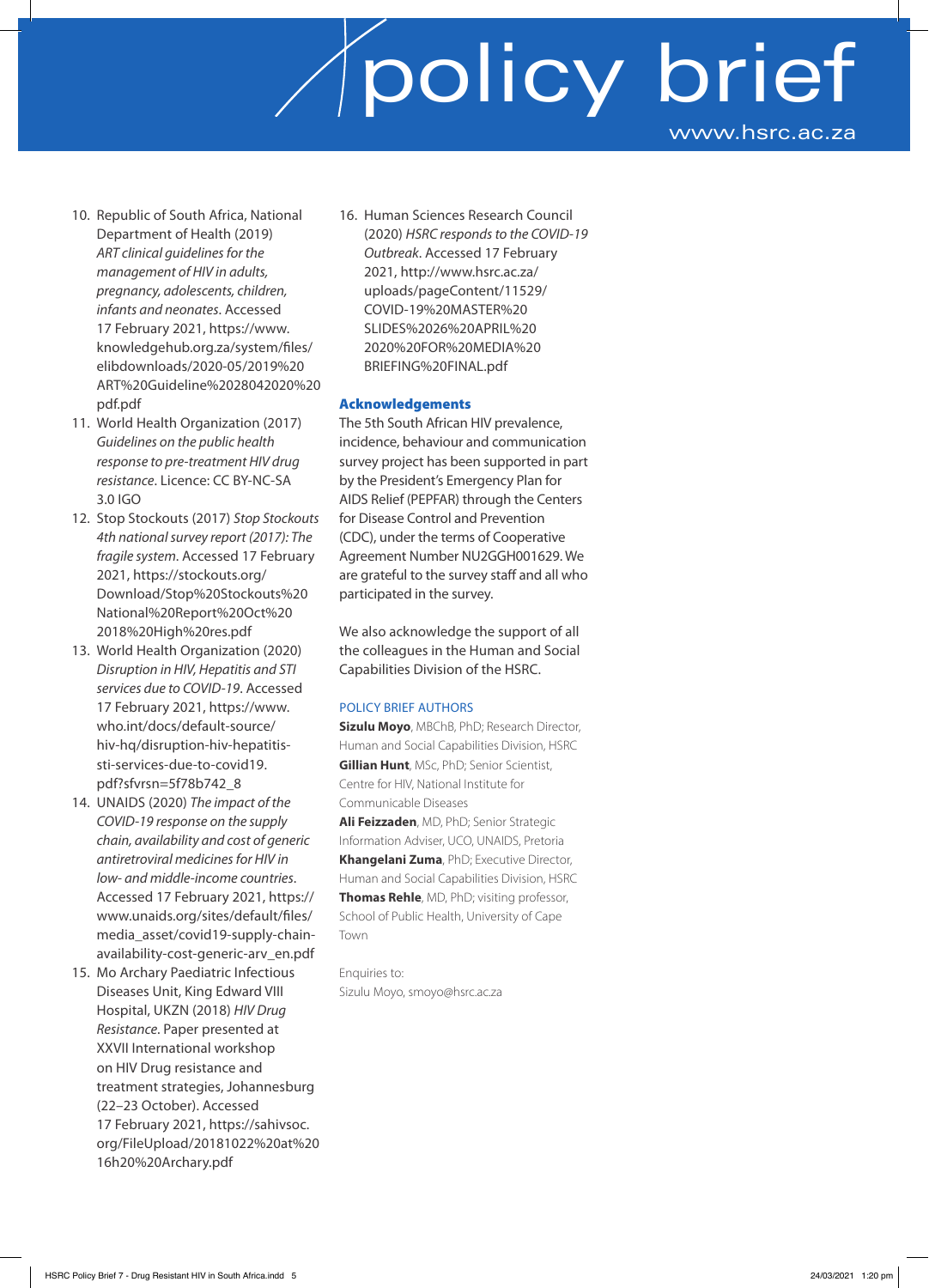10. Republic of South Africa, National Department of Health (2019) *ART clinical guidelines for the management of HIV in adults, pregnancy, adolescents, children, infants and neonates*. Accessed 17 February 2021, https://www.knowledgehub.org.za/system/files/elibdownloads/2020-05/2019%20ART%20Guideline%2028042020%20pdf.pdf
11. World Health Organization (2017) *Guidelines on the public health response to pre-treatment HIV drug resistance*. Licence: CC BY-NC-SA 3.0 IGO
12. Stop Stockouts (2017) *Stop Stockouts 4th national survey report (2017): The fragile system*. Accessed 17 February 2021, https://stockouts.org/Download/Stop%20Stockouts%20National%20Report%20Oct%202018%20High%20res.pdf
13. World Health Organization (2020) *Disruption in HIV, Hepatitis and STI services due to COVID-19*. Accessed 17 February 2021, https://www.who.int/docs/default-source/hiv-hq/disruption-hiv-hepatitis-sti-services-due-to-covid19.pdf?sfvrsn=5f78b742_8
14. UNAIDS (2020) *The impact of the COVID-19 response on the supply chain, availability and cost of generic antiretroviral medicines for HIV in low- and middle-income countries*. Accessed 17 February 2021, https://www.unaids.org/sites/default/files/media_asset/covid19-supply-chain-availability-cost-generic-arv_en.pdf
15. Mo Archary Paediatric Infectious Diseases Unit, King Edward VIII Hospital, UKZN (2018) *HIV Drug Resistance*. Paper presented at XXVII International workshop on HIV Drug resistance and treatment strategies, Johannesburg (22–23 October). Accessed 17 February 2021, https://sahivsoc.org/FileUpload/20181022%20at%2016h20%20Archary.pdf
16. Human Sciences Research Council (2020) *HSRC responds to the COVID-19 Outbreak*. Accessed 17 February 2021, http://www.hsrc.ac.za/uploads/pageContent/11529/COVID-19%20MASTER%20SLIDES%2026%20APRIL%202020%20FOR%20MEDIA%20BRIEFING%20FINAL.pdf

## Acknowledgements

The 5th South African HIV prevalence, incidence, behaviour and communication survey project has been supported in part by the President's Emergency Plan for AIDS Relief (PEPFAR) through the Centers for Disease Control and Prevention (CDC), under the terms of Cooperative Agreement Number NU2GGH001629. We are grateful to the survey staff and all who participated in the survey.

We also acknowledge the support of all the colleagues in the Human and Social Capabilities Division of the HSRC.

POLICY BRIEF AUTHORS

**Sizulu Moyo**, MBChB, PhD; Research Director, Human and Social Capabilities Division, HSRC

**Gillian Hunt**, MSc, PhD; Senior Scientist, Centre for HIV, National Institute for Communicable Diseases

**Ali Feizzaden**, MD, PhD; Senior Strategic Information Adviser, UCO, UNAIDS, Pretoria

**Khangelani Zuma**, PhD; Executive Director, Human and Social Capabilities Division, HSRC

**Thomas Rehle**, MD, PhD; visiting professor, School of Public Health, University of Cape Town

Enquiries to:
Sizulu Moyo, smoyo@hsrc.ac.za